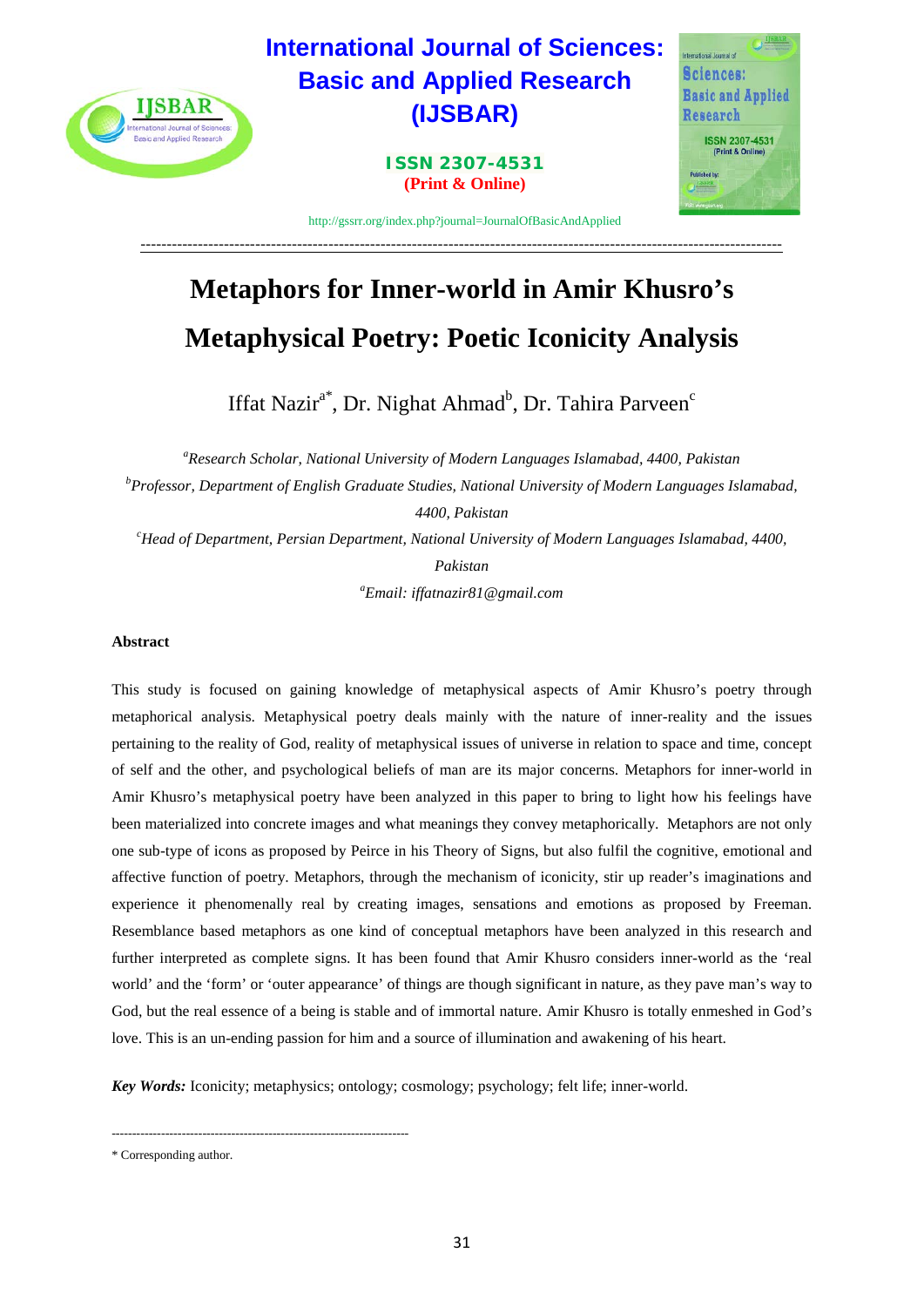# Metaphors for Inner-world in Amir Khusro's Metaphysical Poetry: Poetic Iconicity Analysis

Iffat Nazir[a*], Dr. Nighat Ahmad[b], Dr. Tahira Parveen[c]

[a]*Research Scholar, National University of Modern Languages Islamabad, 4400, Pakistan*

[b]*Professor, Department of English Graduate Studies, National University of Modern Languages Islamabad, 4400, Pakistan*

[c]*Head of Department, Persian Department, National University of Modern Languages Islamabad, 4400, Pakistan*

[a]*Email: iffatnazir81@gmail.com*

## Abstract

This study is focused on gaining knowledge of metaphysical aspects of Amir Khusro's poetry through metaphorical analysis. Metaphysical poetry deals mainly with the nature of inner-reality and the issues pertaining to the reality of God, reality of metaphysical issues of universe in relation to space and time, concept of self and the other, and psychological beliefs of man are its major concerns. Metaphors for inner-world in Amir Khusro's metaphysical poetry have been analyzed in this paper to bring to light how his feelings have been materialized into concrete images and what meanings they convey metaphorically. Metaphors are not only one sub-type of icons as proposed by Peirce in his Theory of Signs, but also fulfil the cognitive, emotional and affective function of poetry. Metaphors, through the mechanism of iconicity, stir up reader's imaginations and experience it phenomenally real by creating images, sensations and emotions as proposed by Freeman. Resemblance based metaphors as one kind of conceptual metaphors have been analyzed in this research and further interpreted as complete signs. It has been found that Amir Khusro considers inner-world as the 'real world' and the 'form' or 'outer appearance' of things are though significant in nature, as they pave man's way to God, but the real essence of a being is stable and of immortal nature. Amir Khusro is totally enmeshed in God's love. This is an un-ending passion for him and a source of illumination and awakening of his heart.

***Key Words:*** Iconicity; metaphysics; ontology; cosmology; psychology; felt life; inner-world.

---

\* Corresponding author.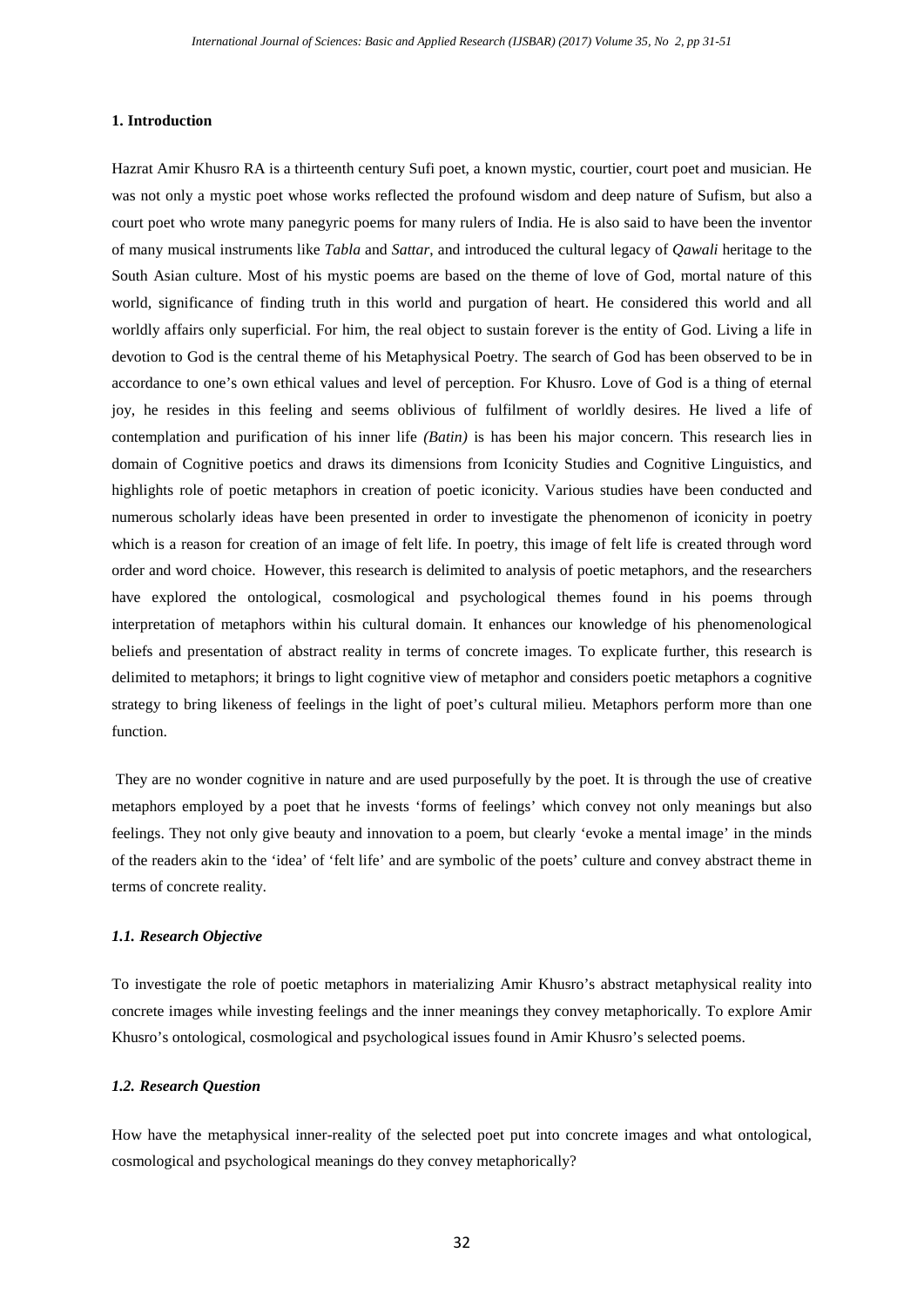## 1. Introduction

Hazrat Amir Khusro RA is a thirteenth century Sufi poet, a known mystic, courtier, court poet and musician. He was not only a mystic poet whose works reflected the profound wisdom and deep nature of Sufism, but also a court poet who wrote many panegyric poems for many rulers of India. He is also said to have been the inventor of many musical instruments like *Tabla* and *Sattar*, and introduced the cultural legacy of *Qawali* heritage to the South Asian culture. Most of his mystic poems are based on the theme of love of God, mortal nature of this world, significance of finding truth in this world and purgation of heart. He considered this world and all worldly affairs only superficial. For him, the real object to sustain forever is the entity of God. Living a life in devotion to God is the central theme of his Metaphysical Poetry. The search of God has been observed to be in accordance to one's own ethical values and level of perception. For Khusro. Love of God is a thing of eternal joy, he resides in this feeling and seems oblivious of fulfilment of worldly desires. He lived a life of contemplation and purification of his inner life *(Batin)* is has been his major concern. This research lies in domain of Cognitive poetics and draws its dimensions from Iconicity Studies and Cognitive Linguistics, and highlights role of poetic metaphors in creation of poetic iconicity. Various studies have been conducted and numerous scholarly ideas have been presented in order to investigate the phenomenon of iconicity in poetry which is a reason for creation of an image of felt life. In poetry, this image of felt life is created through word order and word choice. However, this research is delimited to analysis of poetic metaphors, and the researchers have explored the ontological, cosmological and psychological themes found in his poems through interpretation of metaphors within his cultural domain. It enhances our knowledge of his phenomenological beliefs and presentation of abstract reality in terms of concrete images. To explicate further, this research is delimited to metaphors; it brings to light cognitive view of metaphor and considers poetic metaphors a cognitive strategy to bring likeness of feelings in the light of poet's cultural milieu. Metaphors perform more than one function.

They are no wonder cognitive in nature and are used purposefully by the poet. It is through the use of creative metaphors employed by a poet that he invests 'forms of feelings' which convey not only meanings but also feelings. They not only give beauty and innovation to a poem, but clearly 'evoke a mental image' in the minds of the readers akin to the 'idea' of 'felt life' and are symbolic of the poets' culture and convey abstract theme in terms of concrete reality.

### *1.1. Research Objective*

To investigate the role of poetic metaphors in materializing Amir Khusro's abstract metaphysical reality into concrete images while investing feelings and the inner meanings they convey metaphorically. To explore Amir Khusro's ontological, cosmological and psychological issues found in Amir Khusro's selected poems.

### *1.2. Research Question*

How have the metaphysical inner-reality of the selected poet put into concrete images and what ontological, cosmological and psychological meanings do they convey metaphorically?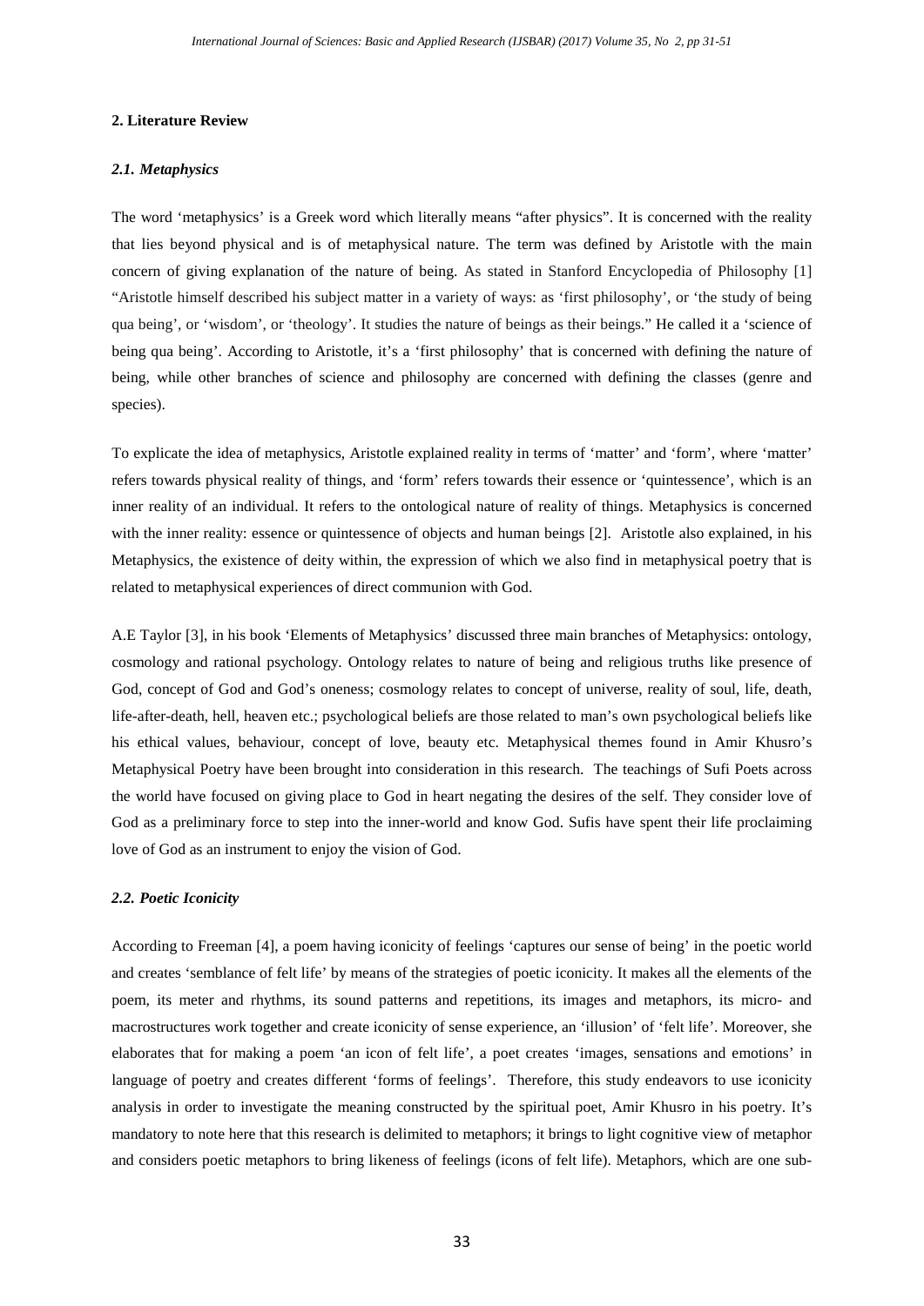## 2. Literature Review

### *2.1. Metaphysics*

The word 'metaphysics' is a Greek word which literally means "after physics". It is concerned with the reality that lies beyond physical and is of metaphysical nature. The term was defined by Aristotle with the main concern of giving explanation of the nature of being. As stated in Stanford Encyclopedia of Philosophy [1] "Aristotle himself described his subject matter in a variety of ways: as 'first philosophy', or 'the study of being qua being', or 'wisdom', or 'theology'. It studies the nature of beings as their beings." He called it a 'science of being qua being'. According to Aristotle, it's a 'first philosophy' that is concerned with defining the nature of being, while other branches of science and philosophy are concerned with defining the classes (genre and species).

To explicate the idea of metaphysics, Aristotle explained reality in terms of 'matter' and 'form', where 'matter' refers towards physical reality of things, and 'form' refers towards their essence or 'quintessence', which is an inner reality of an individual. It refers to the ontological nature of reality of things. Metaphysics is concerned with the inner reality: essence or quintessence of objects and human beings [2]. Aristotle also explained, in his Metaphysics, the existence of deity within, the expression of which we also find in metaphysical poetry that is related to metaphysical experiences of direct communion with God.

A.E Taylor [3], in his book 'Elements of Metaphysics' discussed three main branches of Metaphysics: ontology, cosmology and rational psychology. Ontology relates to nature of being and religious truths like presence of God, concept of God and God's oneness; cosmology relates to concept of universe, reality of soul, life, death, life-after-death, hell, heaven etc.; psychological beliefs are those related to man's own psychological beliefs like his ethical values, behaviour, concept of love, beauty etc. Metaphysical themes found in Amir Khusro's Metaphysical Poetry have been brought into consideration in this research. The teachings of Sufi Poets across the world have focused on giving place to God in heart negating the desires of the self. They consider love of God as a preliminary force to step into the inner-world and know God. Sufis have spent their life proclaiming love of God as an instrument to enjoy the vision of God.

### *2.2. Poetic Iconicity*

According to Freeman [4], a poem having iconicity of feelings 'captures our sense of being' in the poetic world and creates 'semblance of felt life' by means of the strategies of poetic iconicity. It makes all the elements of the poem, its meter and rhythms, its sound patterns and repetitions, its images and metaphors, its micro- and macrostructures work together and create iconicity of sense experience, an 'illusion' of 'felt life'. Moreover, she elaborates that for making a poem 'an icon of felt life', a poet creates 'images, sensations and emotions' in language of poetry and creates different 'forms of feelings'. Therefore, this study endeavors to use iconicity analysis in order to investigate the meaning constructed by the spiritual poet, Amir Khusro in his poetry. It's mandatory to note here that this research is delimited to metaphors; it brings to light cognitive view of metaphor and considers poetic metaphors to bring likeness of feelings (icons of felt life). Metaphors, which are one sub-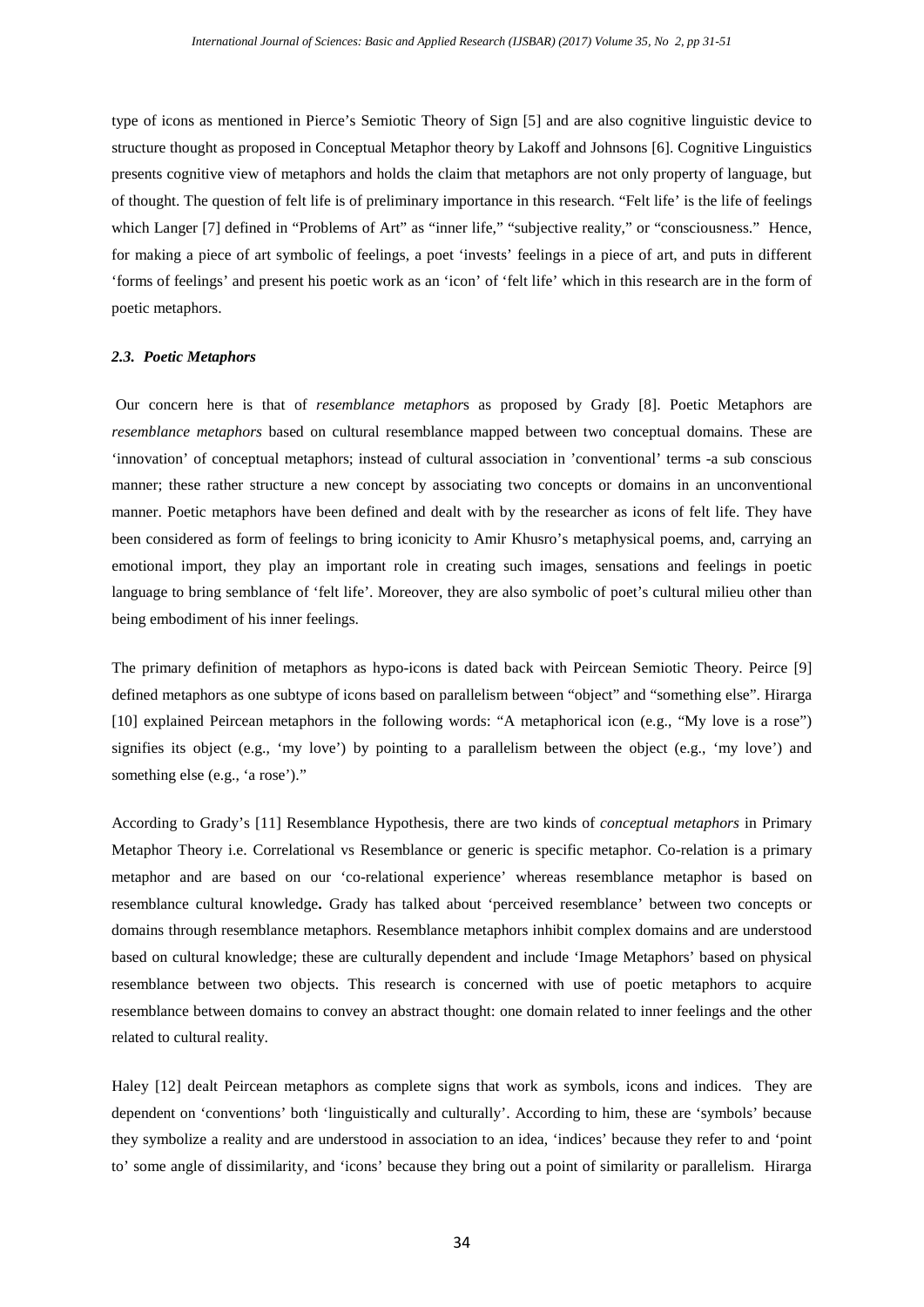type of icons as mentioned in Pierce's Semiotic Theory of Sign [5] and are also cognitive linguistic device to structure thought as proposed in Conceptual Metaphor theory by Lakoff and Johnsons [6]. Cognitive Linguistics presents cognitive view of metaphors and holds the claim that metaphors are not only property of language, but of thought. The question of felt life is of preliminary importance in this research. "Felt life' is the life of feelings which Langer [7] defined in "Problems of Art" as "inner life," "subjective reality," or "consciousness." Hence, for making a piece of art symbolic of feelings, a poet 'invests' feelings in a piece of art, and puts in different 'forms of feelings' and present his poetic work as an 'icon' of 'felt life' which in this research are in the form of poetic metaphors.

### *2.3. Poetic Metaphors*

Our concern here is that of *resemblance metaphor*s as proposed by Grady [8]. Poetic Metaphors are *resemblance metaphors* based on cultural resemblance mapped between two conceptual domains. These are 'innovation' of conceptual metaphors; instead of cultural association in 'conventional' terms -a sub conscious manner; these rather structure a new concept by associating two concepts or domains in an unconventional manner. Poetic metaphors have been defined and dealt with by the researcher as icons of felt life. They have been considered as form of feelings to bring iconicity to Amir Khusro's metaphysical poems, and, carrying an emotional import, they play an important role in creating such images, sensations and feelings in poetic language to bring semblance of 'felt life'. Moreover, they are also symbolic of poet's cultural milieu other than being embodiment of his inner feelings.

The primary definition of metaphors as hypo-icons is dated back with Peircean Semiotic Theory. Peirce [9] defined metaphors as one subtype of icons based on parallelism between "object" and "something else". Hirarga [10] explained Peircean metaphors in the following words: "A metaphorical icon (e.g., "My love is a rose") signifies its object (e.g., 'my love') by pointing to a parallelism between the object (e.g., 'my love') and something else (e.g., 'a rose')."

According to Grady's [11] Resemblance Hypothesis, there are two kinds of *conceptual metaphors* in Primary Metaphor Theory i.e. Correlational vs Resemblance or generic is specific metaphor. Co-relation is a primary metaphor and are based on our 'co-relational experience' whereas resemblance metaphor is based on resemblance cultural knowledge**.** Grady has talked about 'perceived resemblance' between two concepts or domains through resemblance metaphors. Resemblance metaphors inhibit complex domains and are understood based on cultural knowledge; these are culturally dependent and include 'Image Metaphors' based on physical resemblance between two objects. This research is concerned with use of poetic metaphors to acquire resemblance between domains to convey an abstract thought: one domain related to inner feelings and the other related to cultural reality.

Haley [12] dealt Peircean metaphors as complete signs that work as symbols, icons and indices. They are dependent on 'conventions' both 'linguistically and culturally'. According to him, these are 'symbols' because they symbolize a reality and are understood in association to an idea, 'indices' because they refer to and 'point to' some angle of dissimilarity, and 'icons' because they bring out a point of similarity or parallelism. Hirarga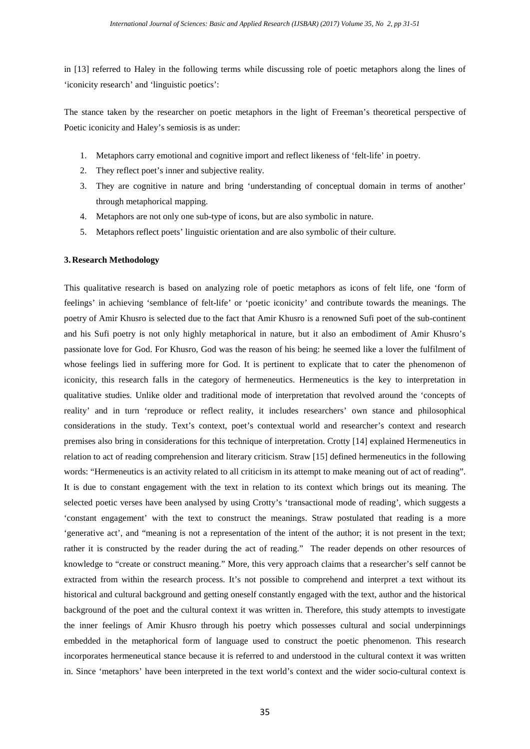in [13] referred to Haley in the following terms while discussing role of poetic metaphors along the lines of 'iconicity research' and 'linguistic poetics':

The stance taken by the researcher on poetic metaphors in the light of Freeman's theoretical perspective of Poetic iconicity and Haley's semiosis is as under:

1. Metaphors carry emotional and cognitive import and reflect likeness of 'felt-life' in poetry.
2. They reflect poet's inner and subjective reality.
3. They are cognitive in nature and bring 'understanding of conceptual domain in terms of another' through metaphorical mapping.
4. Metaphors are not only one sub-type of icons, but are also symbolic in nature.
5. Metaphors reflect poets' linguistic orientation and are also symbolic of their culture.

### 3. Research Methodology

This qualitative research is based on analyzing role of poetic metaphors as icons of felt life, one 'form of feelings' in achieving 'semblance of felt-life' or 'poetic iconicity' and contribute towards the meanings. The poetry of Amir Khusro is selected due to the fact that Amir Khusro is a renowned Sufi poet of the sub-continent and his Sufi poetry is not only highly metaphorical in nature, but it also an embodiment of Amir Khusro's passionate love for God. For Khusro, God was the reason of his being: he seemed like a lover the fulfilment of whose feelings lied in suffering more for God. It is pertinent to explicate that to cater the phenomenon of iconicity, this research falls in the category of hermeneutics. Hermeneutics is the key to interpretation in qualitative studies. Unlike older and traditional mode of interpretation that revolved around the 'concepts of reality' and in turn 'reproduce or reflect reality, it includes researchers' own stance and philosophical considerations in the study. Text's context, poet's contextual world and researcher's context and research premises also bring in considerations for this technique of interpretation. Crotty [14] explained Hermeneutics in relation to act of reading comprehension and literary criticism. Straw [15] defined hermeneutics in the following words: "Hermeneutics is an activity related to all criticism in its attempt to make meaning out of act of reading". It is due to constant engagement with the text in relation to its context which brings out its meaning. The selected poetic verses have been analysed by using Crotty's 'transactional mode of reading', which suggests a 'constant engagement' with the text to construct the meanings. Straw postulated that reading is a more 'generative act', and "meaning is not a representation of the intent of the author; it is not present in the text; rather it is constructed by the reader during the act of reading." The reader depends on other resources of knowledge to "create or construct meaning." More, this very approach claims that a researcher's self cannot be extracted from within the research process. It's not possible to comprehend and interpret a text without its historical and cultural background and getting oneself constantly engaged with the text, author and the historical background of the poet and the cultural context it was written in. Therefore, this study attempts to investigate the inner feelings of Amir Khusro through his poetry which possesses cultural and social underpinnings embedded in the metaphorical form of language used to construct the poetic phenomenon. This research incorporates hermeneutical stance because it is referred to and understood in the cultural context it was written in. Since 'metaphors' have been interpreted in the text world's context and the wider socio-cultural context is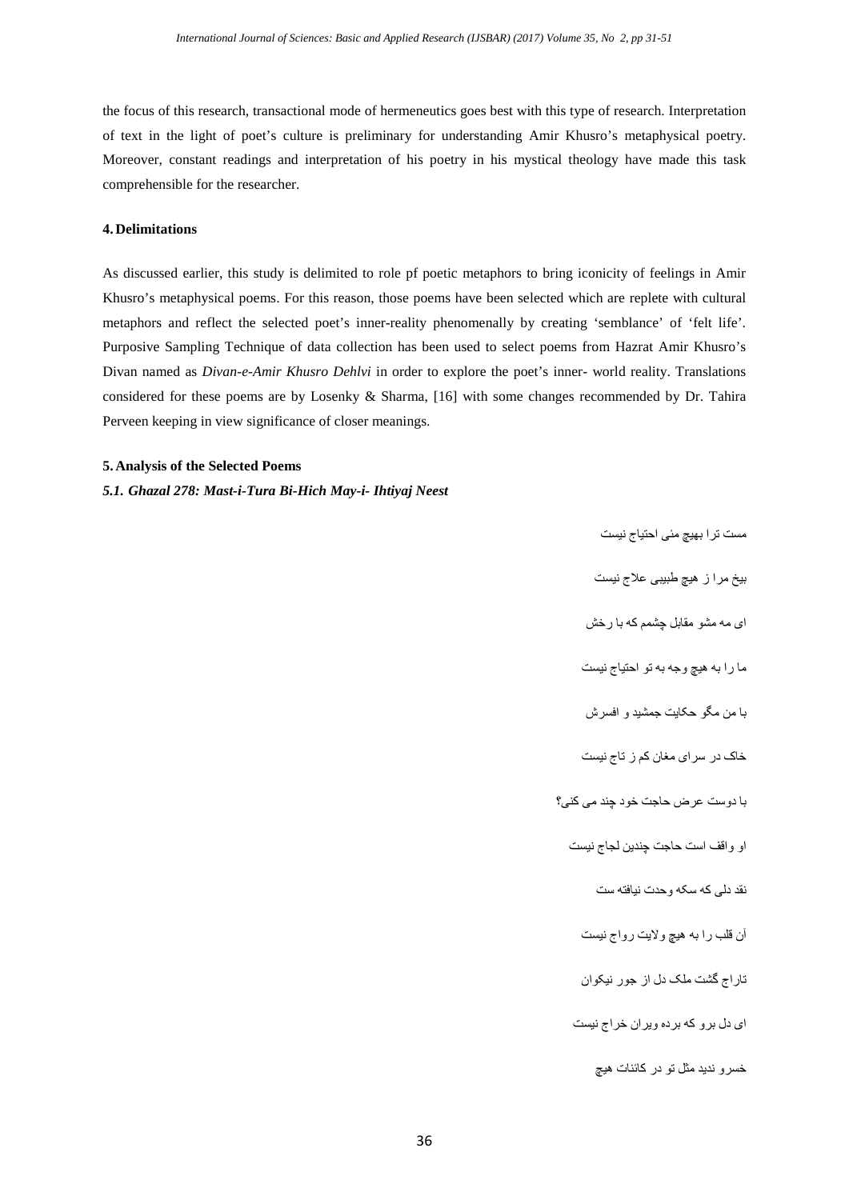the focus of this research, transactional mode of hermeneutics goes best with this type of research. Interpretation of text in the light of poet's culture is preliminary for understanding Amir Khusro's metaphysical poetry. Moreover, constant readings and interpretation of his poetry in his mystical theology have made this task comprehensible for the researcher.

### 4. Delimitations

As discussed earlier, this study is delimited to role pf poetic metaphors to bring iconicity of feelings in Amir Khusro's metaphysical poems. For this reason, those poems have been selected which are replete with cultural metaphors and reflect the selected poet's inner-reality phenomenally by creating 'semblance' of 'felt life'. Purposive Sampling Technique of data collection has been used to select poems from Hazrat Amir Khusro's Divan named as *Divan-e-Amir Khusro Dehlvi* in order to explore the poet's inner- world reality. Translations considered for these poems are by Losenky & Sharma, [16] with some changes recommended by Dr. Tahira Perveen keeping in view significance of closer meanings.

### 5. Analysis of the Selected Poems

#### *5.1. Ghazal 278: Mast-i-Tura Bi-Hich May-i- Ihtiyaj Neest*

مست ترا بهیچ مئی احتیاج نیست

بیخ مرا ز هیچ طبیبی علاج نیست

ای مه مشو مقابل چشمم که با رخش

ما را به هیچ وجه به تو احتیاج نیست

با من مگو حکایت جمشید و افسرش

خاک در سرای مغان کم ز تاج نیست

با دوست عرض حاجت خود چند می کنی؟

او واقف است حاجت چندین لجاج نیست

نقد دلی که سکه وحدت نیافته ست

آن قلب را به هیچ ولایت رواج نیست

تاراج گشت ملک دل از جور نیکوان

ای دل برو که برده ویران خراج نیست

خسرو ندید مثل تو در کائنات هیچ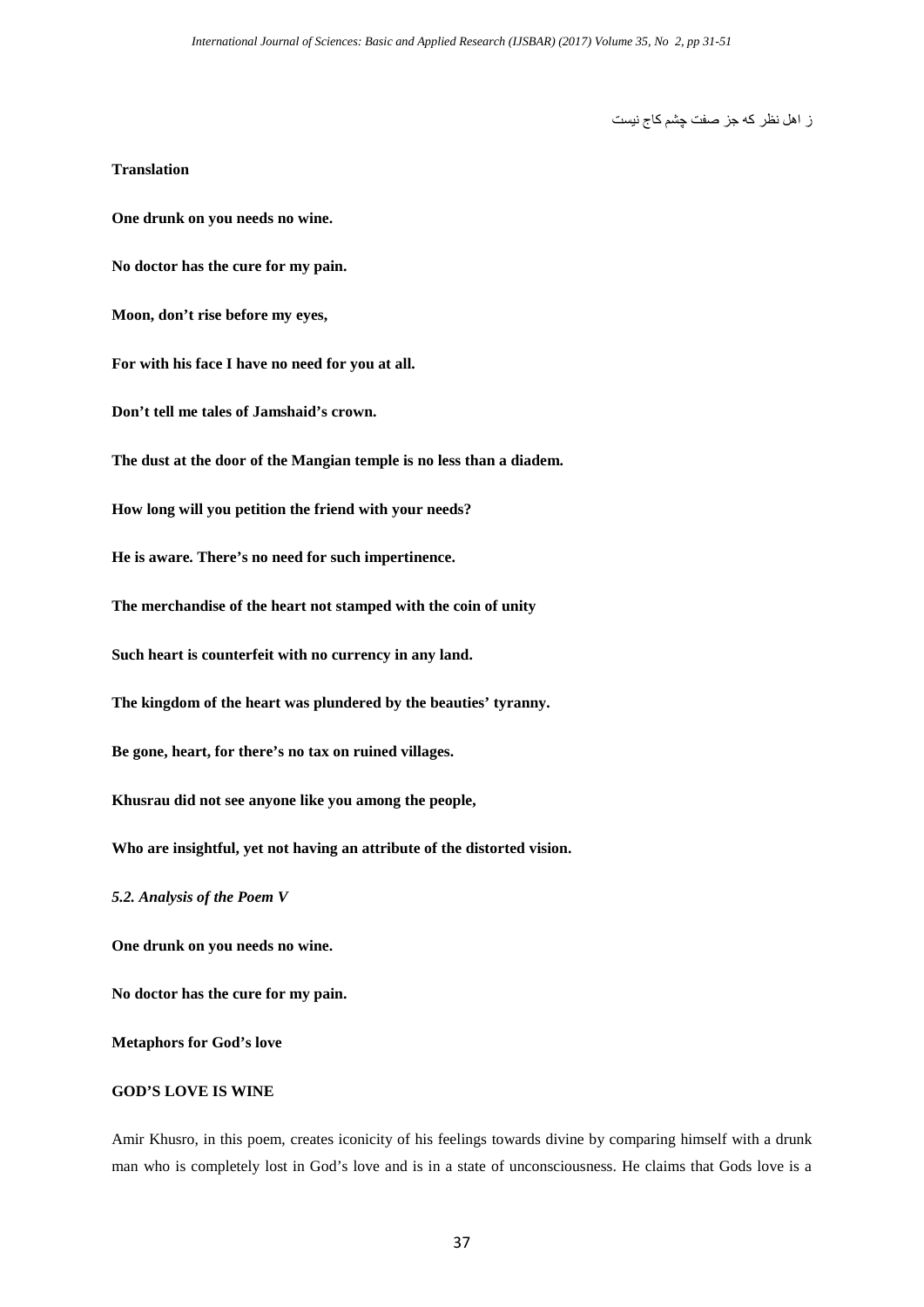ز اهل نظر که جز صفت چشم کاج نیست

**Translation**

**One drunk on you needs no wine.**

**No doctor has the cure for my pain.**

**Moon, don’t rise before my eyes,**

**For with his face I have no need for you at all.**

**Don’t tell me tales of Jamshaid’s crown.**

**The dust at the door of the Mangian temple is no less than a diadem.**

**How long will you petition the friend with your needs?**

**He is aware. There’s no need for such impertinence.**

**The merchandise of the heart not stamped with the coin of unity**

**Such heart is counterfeit with no currency in any land.**

**The kingdom of the heart was plundered by the beauties’ tyranny.**

**Be gone, heart, for there’s no tax on ruined villages.**

**Khusrau did not see anyone like you among the people,**

**Who are insightful, yet not having an attribute of the distorted vision.**

*5.2. Analysis of the Poem V*

**One drunk on you needs no wine.**

**No doctor has the cure for my pain.**

**Metaphors for God’s love**

**GOD’S LOVE IS WINE**

Amir Khusro, in this poem, creates iconicity of his feelings towards divine by comparing himself with a drunk man who is completely lost in God’s love and is in a state of unconsciousness. He claims that Gods love is a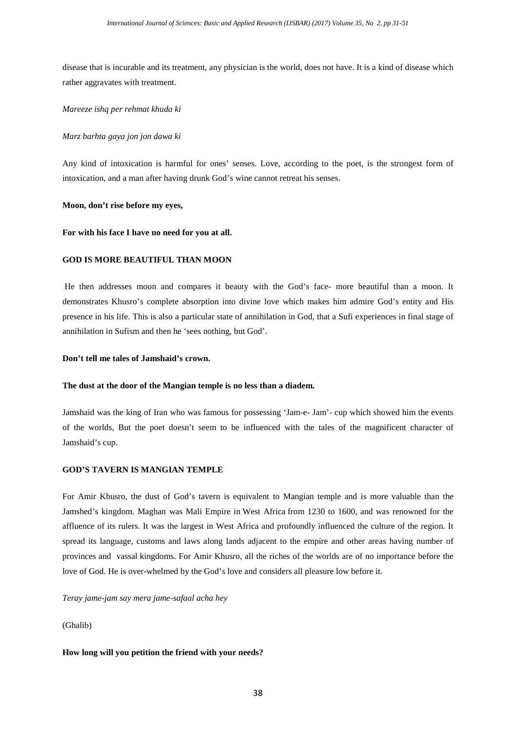disease that is incurable and its treatment, any physician is the world, does not have. It is a kind of disease which rather aggravates with treatment.

*Mareeze ishq per rehmat khuda ki*

*Marz barhta gaya jon jon dawa ki*

Any kind of intoxication is harmful for ones' senses. Love, according to the poet, is the strongest form of intoxication, and a man after having drunk God's wine cannot retreat his senses.

**Moon, don't rise before my eyes,**

**For with his face I have no need for you at all.**

**GOD IS MORE BEAUTIFUL THAN MOON**

He then addresses moon and compares it beauty with the God's face- more beautiful than a moon. It demonstrates Khusro's complete absorption into divine love which makes him admire God's entity and His presence in his life. This is also a particular state of annihilation in God, that a Sufi experiences in final stage of annihilation in Sufism and then he 'sees nothing, but God'.

**Don't tell me tales of Jamshaid's crown.**

**The dust at the door of the Mangian temple is no less than a diadem.**

Jamshaid was the king of Iran who was famous for possessing 'Jam-e- Jam'- cup which showed him the events of the worlds, But the poet doesn't seem to be influenced with the tales of the magnificent character of Jamshaid's cup.

**GOD'S TAVERN IS MANGIAN TEMPLE**

For Amir Khusro, the dust of God's tavern is equivalent to Mangian temple and is more valuable than the Jamshed's kingdom. Maghan was Mali Empire in West Africa from 1230 to 1600, and was renowned for the affluence of its rulers. It was the largest in West Africa and profoundly influenced the culture of the region. It spread its language, customs and laws along lands adjacent to the empire and other areas having number of provinces and vassal kingdoms. For Amir Khusro, all the riches of the worlds are of no importance before the love of God. He is over-whelmed by the God's love and considers all pleasure low before it.

*Teray jame-jam say mera jame-safaal acha hey*

(Ghalib)

**How long will you petition the friend with your needs?**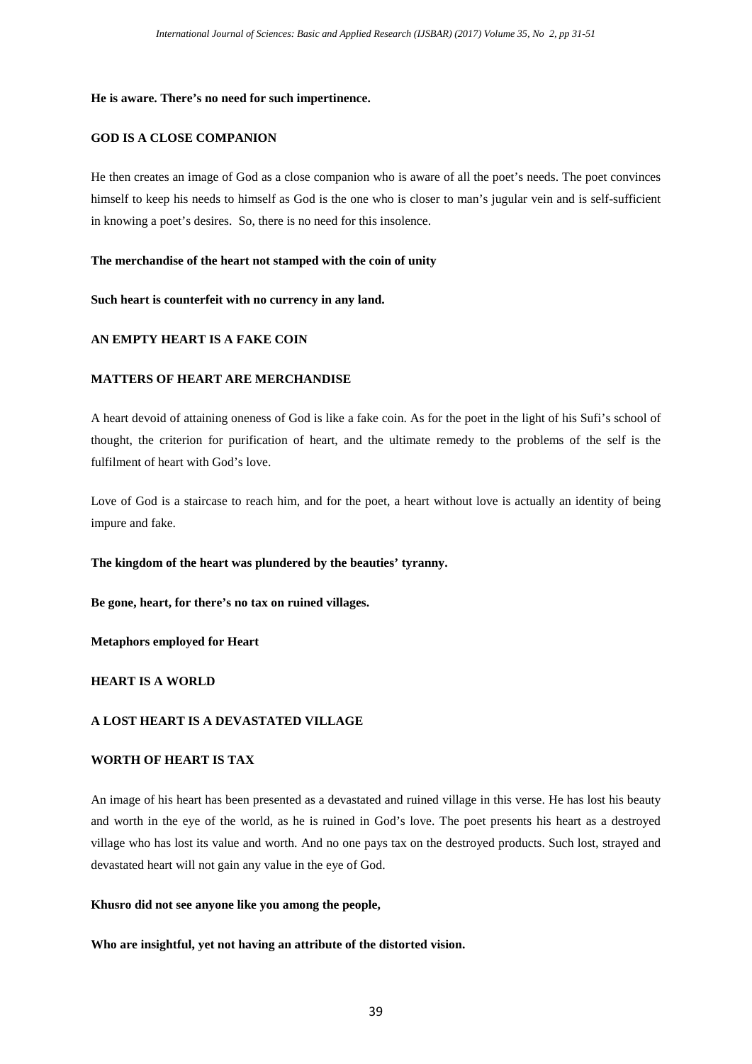**He is aware. There's no need for such impertinence.**

**GOD IS A CLOSE COMPANION**

He then creates an image of God as a close companion who is aware of all the poet's needs. The poet convinces himself to keep his needs to himself as God is the one who is closer to man's jugular vein and is self-sufficient in knowing a poet's desires. So, there is no need for this insolence.

**The merchandise of the heart not stamped with the coin of unity**

**Such heart is counterfeit with no currency in any land.**

**AN EMPTY HEART IS A FAKE COIN**

**MATTERS OF HEART ARE MERCHANDISE**

A heart devoid of attaining oneness of God is like a fake coin. As for the poet in the light of his Sufi's school of thought, the criterion for purification of heart, and the ultimate remedy to the problems of the self is the fulfilment of heart with God's love.

Love of God is a staircase to reach him, and for the poet, a heart without love is actually an identity of being impure and fake.

**The kingdom of the heart was plundered by the beauties' tyranny.**

**Be gone, heart, for there's no tax on ruined villages.**

**Metaphors employed for Heart**

**HEART IS A WORLD**

**A LOST HEART IS A DEVASTATED VILLAGE**

**WORTH OF HEART IS TAX**

An image of his heart has been presented as a devastated and ruined village in this verse. He has lost his beauty and worth in the eye of the world, as he is ruined in God's love. The poet presents his heart as a destroyed village who has lost its value and worth. And no one pays tax on the destroyed products. Such lost, strayed and devastated heart will not gain any value in the eye of God.

**Khusro did not see anyone like you among the people,**

**Who are insightful, yet not having an attribute of the distorted vision.**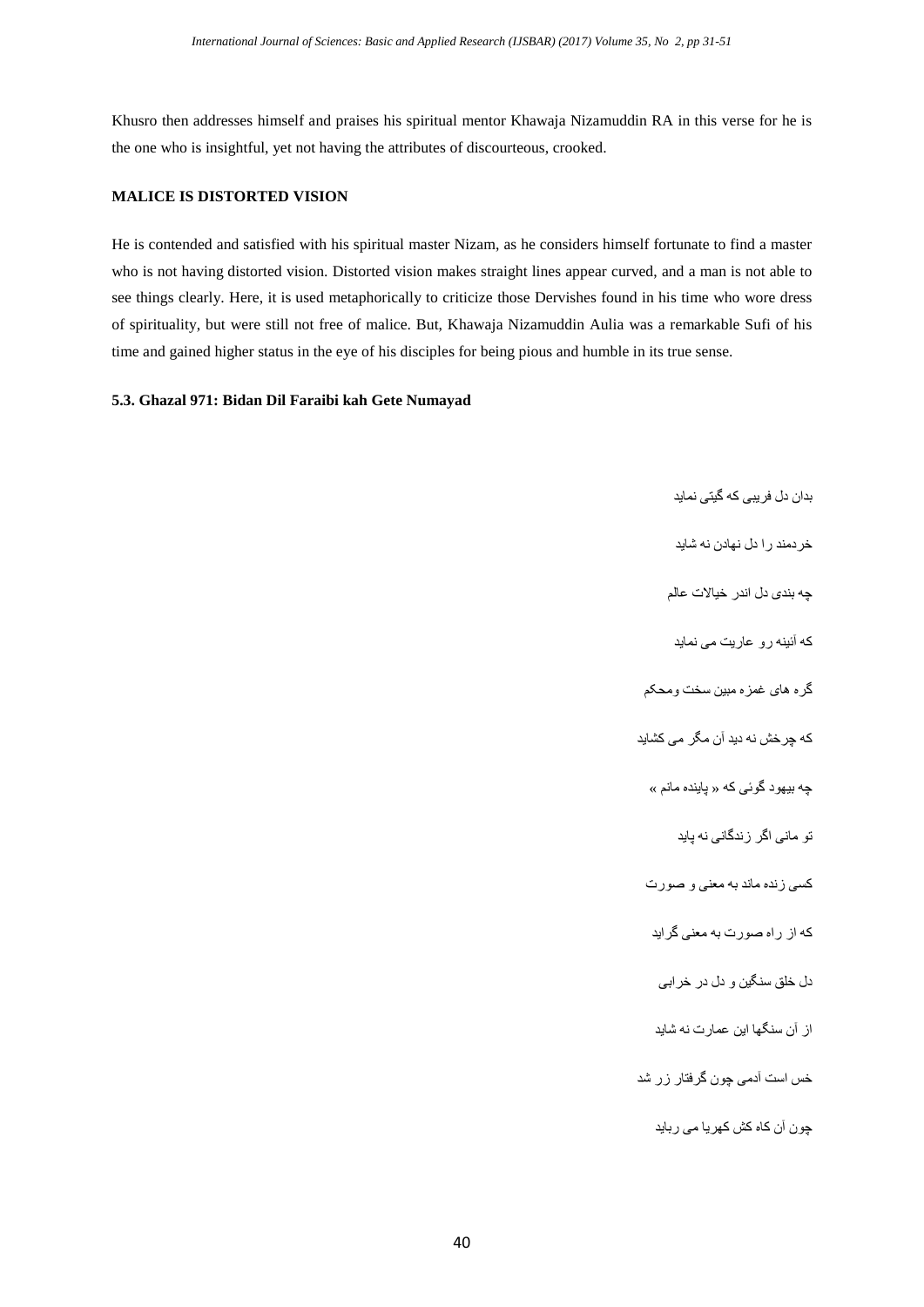Khusro then addresses himself and praises his spiritual mentor Khawaja Nizamuddin RA in this verse for he is the one who is insightful, yet not having the attributes of discourteous, crooked.

### MALICE IS DISTORTED VISION

He is contended and satisfied with his spiritual master Nizam, as he considers himself fortunate to find a master who is not having distorted vision. Distorted vision makes straight lines appear curved, and a man is not able to see things clearly. Here, it is used metaphorically to criticize those Dervishes found in his time who wore dress of spirituality, but were still not free of malice. But, Khawaja Nizamuddin Aulia was a remarkable Sufi of his time and gained higher status in the eye of his disciples for being pious and humble in its true sense.

### 5.3. Ghazal 971: Bidan Dil Faraibi kah Gete Numayad

بدان دل فریبی که گیتی نماید

خردمند را دل نهادن نه شاید

چه بندی دل اندر خیالات عالم

که آئینه رو عاریت می نماید

گره های غمزه مبین سخت ومحکم

که چرخش نه دید آن مگر می کشاید

چه بیهود گوئی که « پاینده مانم »

تو مانی اگر زندگانی نه پاید

کسی زنده ماند به معنی و صورت

که از راه صورت به معنی گراید

دل خلق سنگین و دل در خرابی

از آن سنگها این عمارت نه شاید

خس است آدمی چون گرفتار زر شد

چون آن کاه کش کهربا می رباید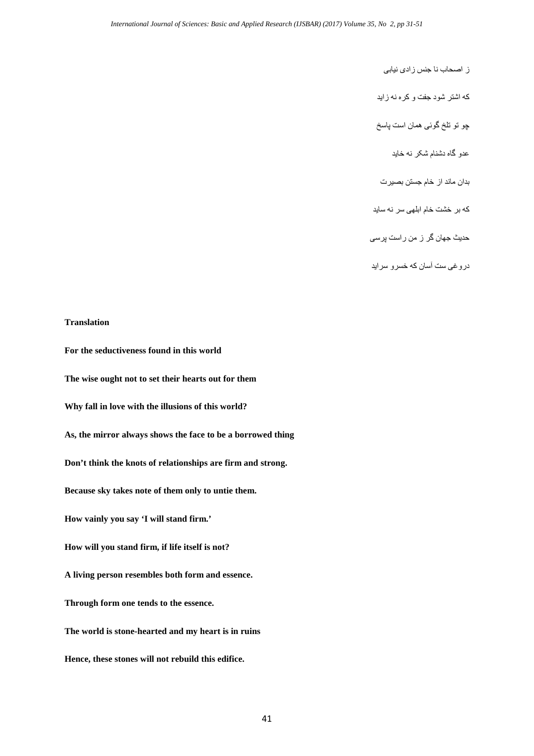ز اصحاب نا جنس زادی نیابی

که اشتر شود جفت و کره نه زاید

چو تو تلخ گوئی همان است پاسخ

عدو گاه دشنام شکر نه خاید

بدان ماند از خام جستن بصیرت

که بر خشت خام ابلهی سر نه ساید

حدیث جهان گر ز من راست پرسی

دروغی ست آسان که خسرو سراید

**Translation**

**For the seductiveness found in this world**

**The wise ought not to set their hearts out for them**

**Why fall in love with the illusions of this world?**

**As, the mirror always shows the face to be a borrowed thing**

**Don't think the knots of relationships are firm and strong.**

**Because sky takes note of them only to untie them.**

**How vainly you say 'I will stand firm.'**

**How will you stand firm, if life itself is not?**

**A living person resembles both form and essence.**

**Through form one tends to the essence.**

**The world is stone-hearted and my heart is in ruins**

**Hence, these stones will not rebuild this edifice.**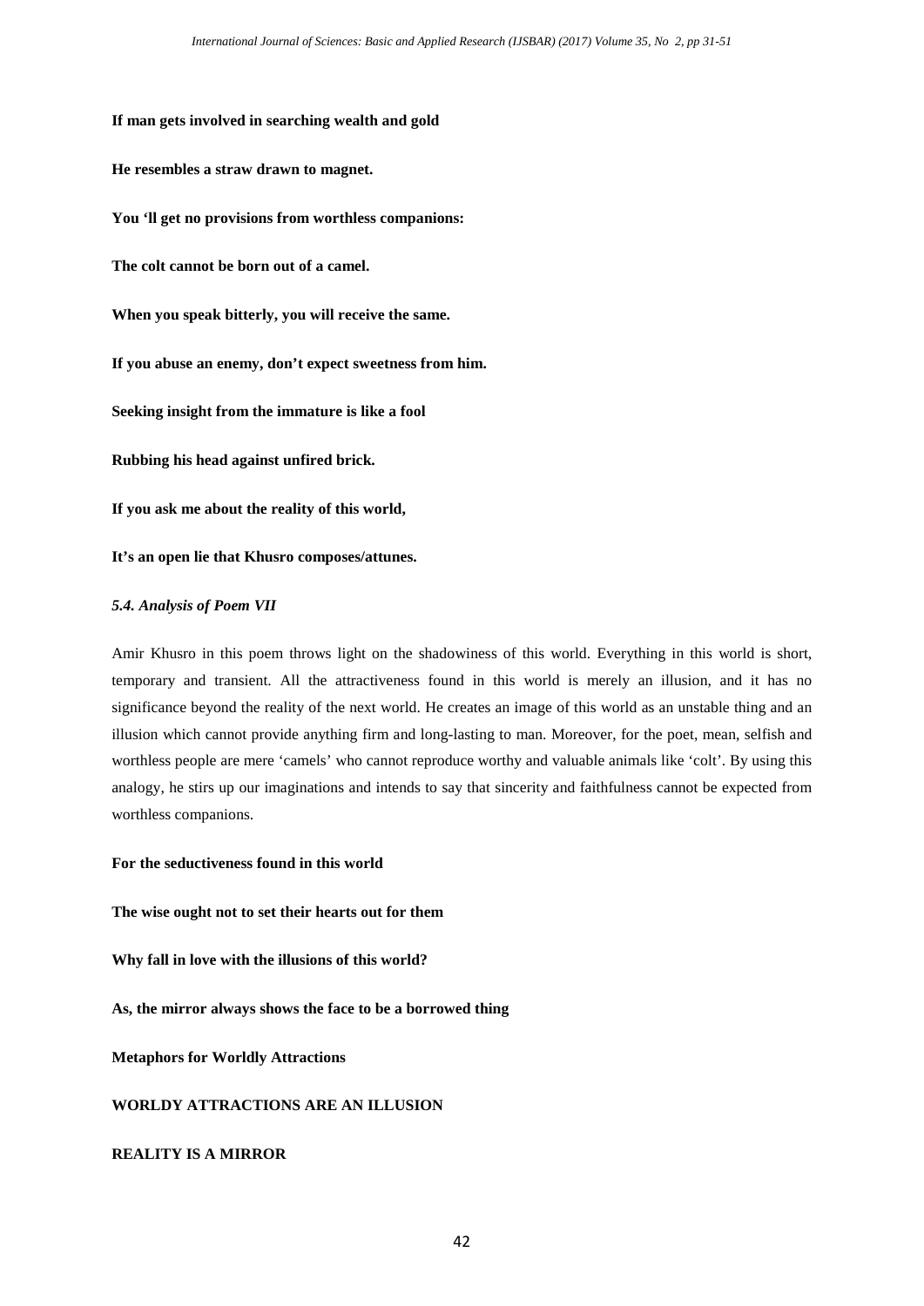**If man gets involved in searching wealth and gold**

**He resembles a straw drawn to magnet.**

**You 'll get no provisions from worthless companions:**

**The colt cannot be born out of a camel.**

**When you speak bitterly, you will receive the same.**

**If you abuse an enemy, don't expect sweetness from him.**

**Seeking insight from the immature is like a fool**

**Rubbing his head against unfired brick.**

**If you ask me about the reality of this world,**

**It's an open lie that Khusro composes/attunes.**

### *5.4. Analysis of Poem VII*

Amir Khusro in this poem throws light on the shadowiness of this world. Everything in this world is short, temporary and transient. All the attractiveness found in this world is merely an illusion, and it has no significance beyond the reality of the next world. He creates an image of this world as an unstable thing and an illusion which cannot provide anything firm and long-lasting to man. Moreover, for the poet, mean, selfish and worthless people are mere 'camels' who cannot reproduce worthy and valuable animals like 'colt'. By using this analogy, he stirs up our imaginations and intends to say that sincerity and faithfulness cannot be expected from worthless companions.

**For the seductiveness found in this world**

**The wise ought not to set their hearts out for them**

**Why fall in love with the illusions of this world?**

**As, the mirror always shows the face to be a borrowed thing**

**Metaphors for Worldly Attractions**

**WORLDY ATTRACTIONS ARE AN ILLUSION**

**REALITY IS A MIRROR**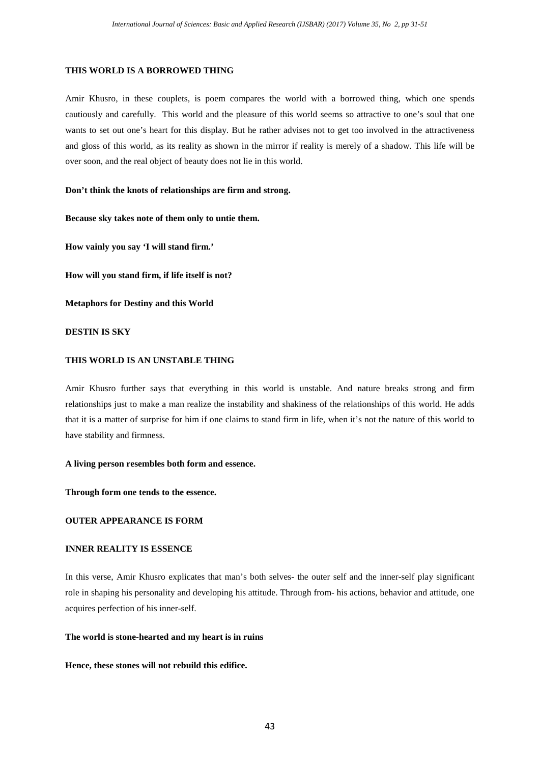**THIS WORLD IS A BORROWED THING**

Amir Khusro, in these couplets, is poem compares the world with a borrowed thing, which one spends cautiously and carefully. This world and the pleasure of this world seems so attractive to one's soul that one wants to set out one's heart for this display. But he rather advises not to get too involved in the attractiveness and gloss of this world, as its reality as shown in the mirror if reality is merely of a shadow. This life will be over soon, and the real object of beauty does not lie in this world.

**Don't think the knots of relationships are firm and strong.**

**Because sky takes note of them only to untie them.**

**How vainly you say 'I will stand firm.'**

**How will you stand firm, if life itself is not?**

**Metaphors for Destiny and this World**

**DESTIN IS SKY**

**THIS WORLD IS AN UNSTABLE THING**

Amir Khusro further says that everything in this world is unstable. And nature breaks strong and firm relationships just to make a man realize the instability and shakiness of the relationships of this world. He adds that it is a matter of surprise for him if one claims to stand firm in life, when it's not the nature of this world to have stability and firmness.

**A living person resembles both form and essence.**

**Through form one tends to the essence.**

**OUTER APPEARANCE IS FORM**

**INNER REALITY IS ESSENCE**

In this verse, Amir Khusro explicates that man's both selves- the outer self and the inner-self play significant role in shaping his personality and developing his attitude. Through from- his actions, behavior and attitude, one acquires perfection of his inner-self.

**The world is stone-hearted and my heart is in ruins**

**Hence, these stones will not rebuild this edifice.**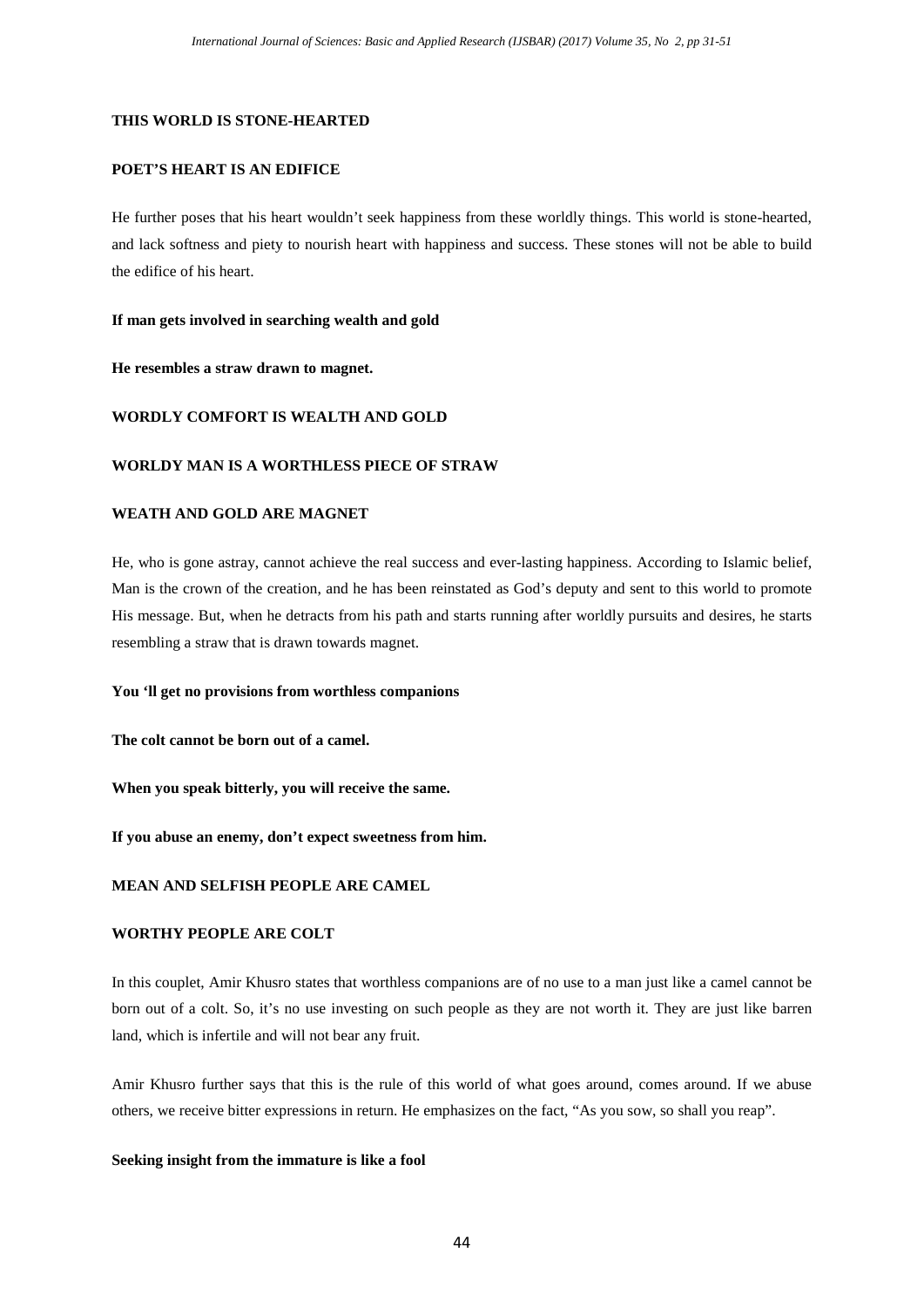**THIS WORLD IS STONE-HEARTED**

**POET'S HEART IS AN EDIFICE**

He further poses that his heart wouldn't seek happiness from these worldly things. This world is stone-hearted, and lack softness and piety to nourish heart with happiness and success. These stones will not be able to build the edifice of his heart.

**If man gets involved in searching wealth and gold**

**He resembles a straw drawn to magnet.**

**WORDLY COMFORT IS WEALTH AND GOLD**

**WORLDY MAN IS A WORTHLESS PIECE OF STRAW**

**WEATH AND GOLD ARE MAGNET**

He, who is gone astray, cannot achieve the real success and ever-lasting happiness. According to Islamic belief, Man is the crown of the creation, and he has been reinstated as God's deputy and sent to this world to promote His message. But, when he detracts from his path and starts running after worldly pursuits and desires, he starts resembling a straw that is drawn towards magnet.

**You 'll get no provisions from worthless companions**

**The colt cannot be born out of a camel.**

**When you speak bitterly, you will receive the same.**

**If you abuse an enemy, don't expect sweetness from him.**

**MEAN AND SELFISH PEOPLE ARE CAMEL**

**WORTHY PEOPLE ARE COLT**

In this couplet, Amir Khusro states that worthless companions are of no use to a man just like a camel cannot be born out of a colt. So, it's no use investing on such people as they are not worth it. They are just like barren land, which is infertile and will not bear any fruit.

Amir Khusro further says that this is the rule of this world of what goes around, comes around. If we abuse others, we receive bitter expressions in return. He emphasizes on the fact, "As you sow, so shall you reap".

**Seeking insight from the immature is like a fool**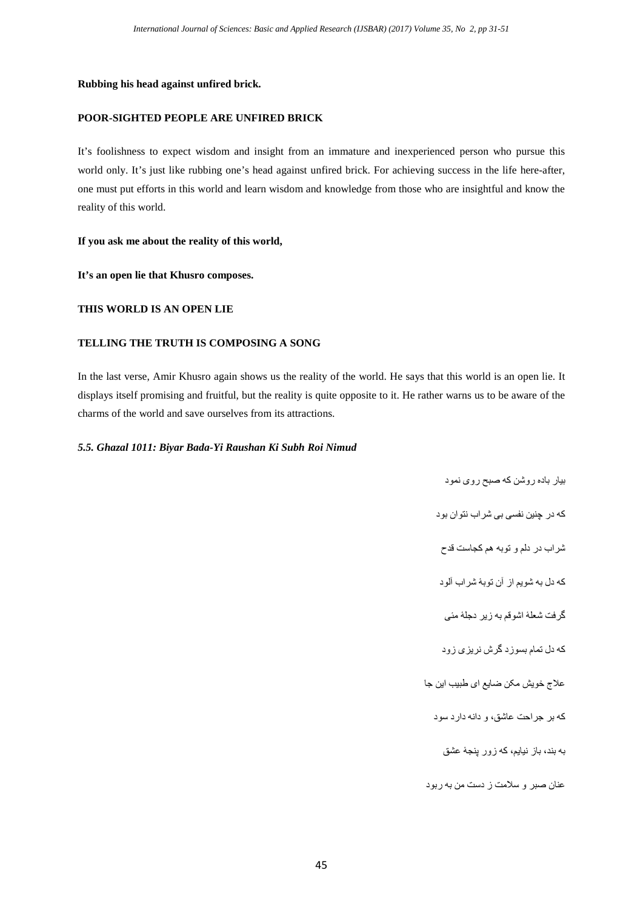**Rubbing his head against unfired brick.**

**POOR-SIGHTED PEOPLE ARE UNFIRED BRICK**

It's foolishness to expect wisdom and insight from an immature and inexperienced person who pursue this world only. It's just like rubbing one's head against unfired brick. For achieving success in the life here-after, one must put efforts in this world and learn wisdom and knowledge from those who are insightful and know the reality of this world.

**If you ask me about the reality of this world,**

**It's an open lie that Khusro composes.**

**THIS WORLD IS AN OPEN LIE**

**TELLING THE TRUTH IS COMPOSING A SONG**

In the last verse, Amir Khusro again shows us the reality of the world. He says that this world is an open lie. It displays itself promising and fruitful, but the reality is quite opposite to it. He rather warns us to be aware of the charms of the world and save ourselves from its attractions.

### *5.5. Ghazal 1011: Biyar Bada-Yi Raushan Ki Subh Roi Nimud*

بیار باده روشن که صبح روی نمود

که در چنین نفسی بی شراب نتوان بود

شراب در دلم و توبه هم کجاست قدح

که دل به شویم از آن توبهٔ شراب آلود

گرفت شعلهٔ اشوقم به زیر دجلهٔ مئی

که دل تمام بسوزد گرش نریزی زود

علاج خویش مکن ضایع ای طبیب این جا

که بر جراحت عاشق، و دانه دارد سود

به بند، باز نیایم، که زور پنجهٔ عشق

عنان صبر و سلامت ز دست من به ربود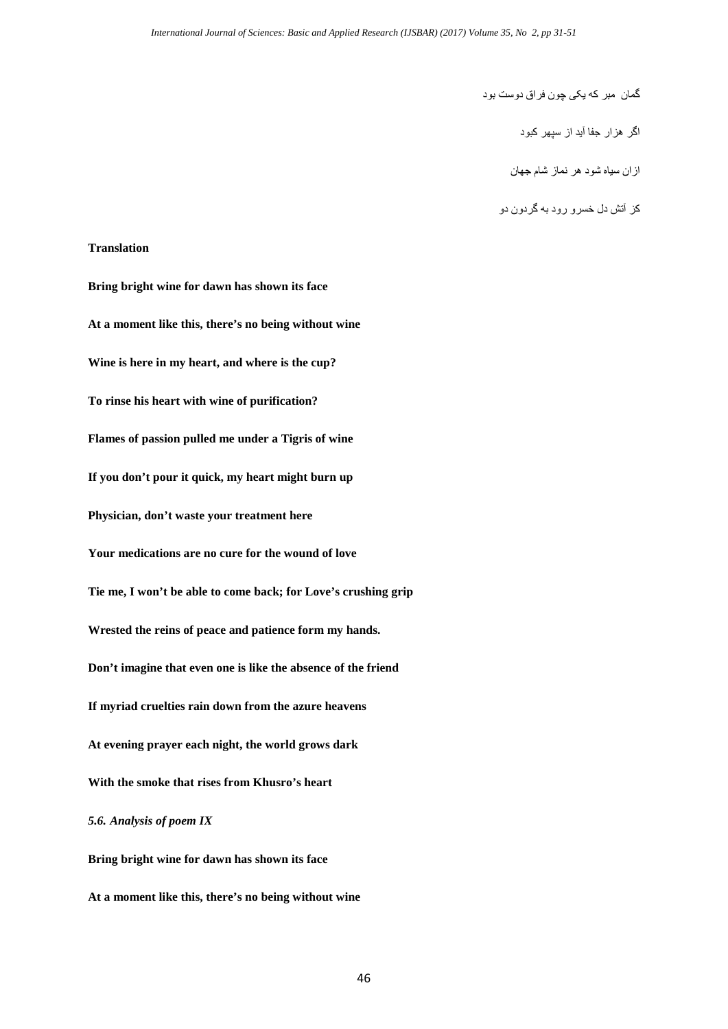گمان مبر که یکی چون فراق دوست بود

اگر هزار جفا آید از سپهر کبود

ازان سیاه شود هر نماز شام جهان

کز آتش دل خسرو رود به گردون دو

**Translation**

**Bring bright wine for dawn has shown its face**

**At a moment like this, there's no being without wine**

**Wine is here in my heart, and where is the cup?**

**To rinse his heart with wine of purification?**

**Flames of passion pulled me under a Tigris of wine**

**If you don't pour it quick, my heart might burn up**

**Physician, don't waste your treatment here**

**Your medications are no cure for the wound of love**

**Tie me, I won't be able to come back; for Love's crushing grip**

**Wrested the reins of peace and patience form my hands.**

**Don't imagine that even one is like the absence of the friend**

**If myriad cruelties rain down from the azure heavens**

**At evening prayer each night, the world grows dark**

**With the smoke that rises from Khusro's heart**

### *5.6. Analysis of poem IX*

**Bring bright wine for dawn has shown its face**

**At a moment like this, there's no being without wine**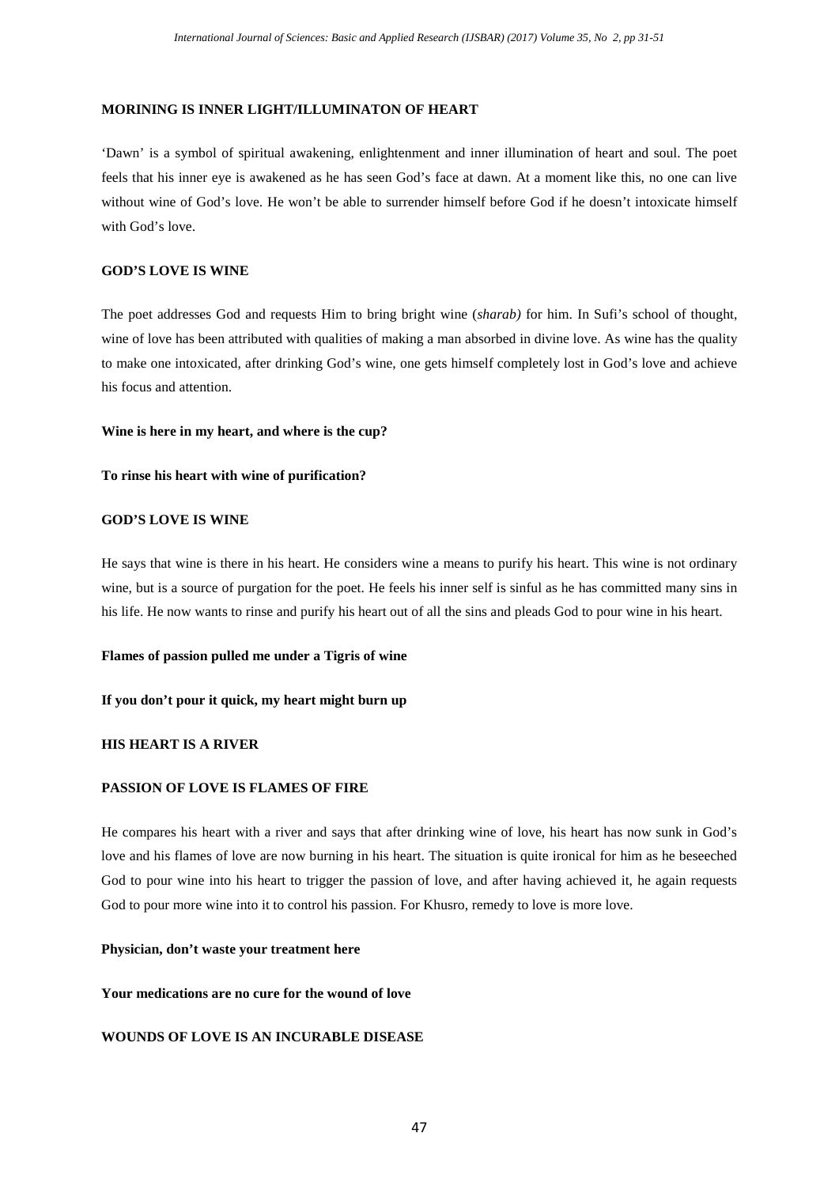**MORINING IS INNER LIGHT/ILLUMINATON OF HEART**

'Dawn' is a symbol of spiritual awakening, enlightenment and inner illumination of heart and soul. The poet feels that his inner eye is awakened as he has seen God's face at dawn. At a moment like this, no one can live without wine of God's love. He won't be able to surrender himself before God if he doesn't intoxicate himself with God's love.

**GOD'S LOVE IS WINE**

The poet addresses God and requests Him to bring bright wine (*sharab)* for him. In Sufi's school of thought, wine of love has been attributed with qualities of making a man absorbed in divine love. As wine has the quality to make one intoxicated, after drinking God's wine, one gets himself completely lost in God's love and achieve his focus and attention.

**Wine is here in my heart, and where is the cup?**

**To rinse his heart with wine of purification?**

**GOD'S LOVE IS WINE**

He says that wine is there in his heart. He considers wine a means to purify his heart. This wine is not ordinary wine, but is a source of purgation for the poet. He feels his inner self is sinful as he has committed many sins in his life. He now wants to rinse and purify his heart out of all the sins and pleads God to pour wine in his heart.

**Flames of passion pulled me under a Tigris of wine**

**If you don't pour it quick, my heart might burn up**

**HIS HEART IS A RIVER**

**PASSION OF LOVE IS FLAMES OF FIRE**

He compares his heart with a river and says that after drinking wine of love, his heart has now sunk in God's love and his flames of love are now burning in his heart. The situation is quite ironical for him as he beseeched God to pour wine into his heart to trigger the passion of love, and after having achieved it, he again requests God to pour more wine into it to control his passion. For Khusro, remedy to love is more love.

**Physician, don't waste your treatment here**

**Your medications are no cure for the wound of love**

**WOUNDS OF LOVE IS AN INCURABLE DISEASE**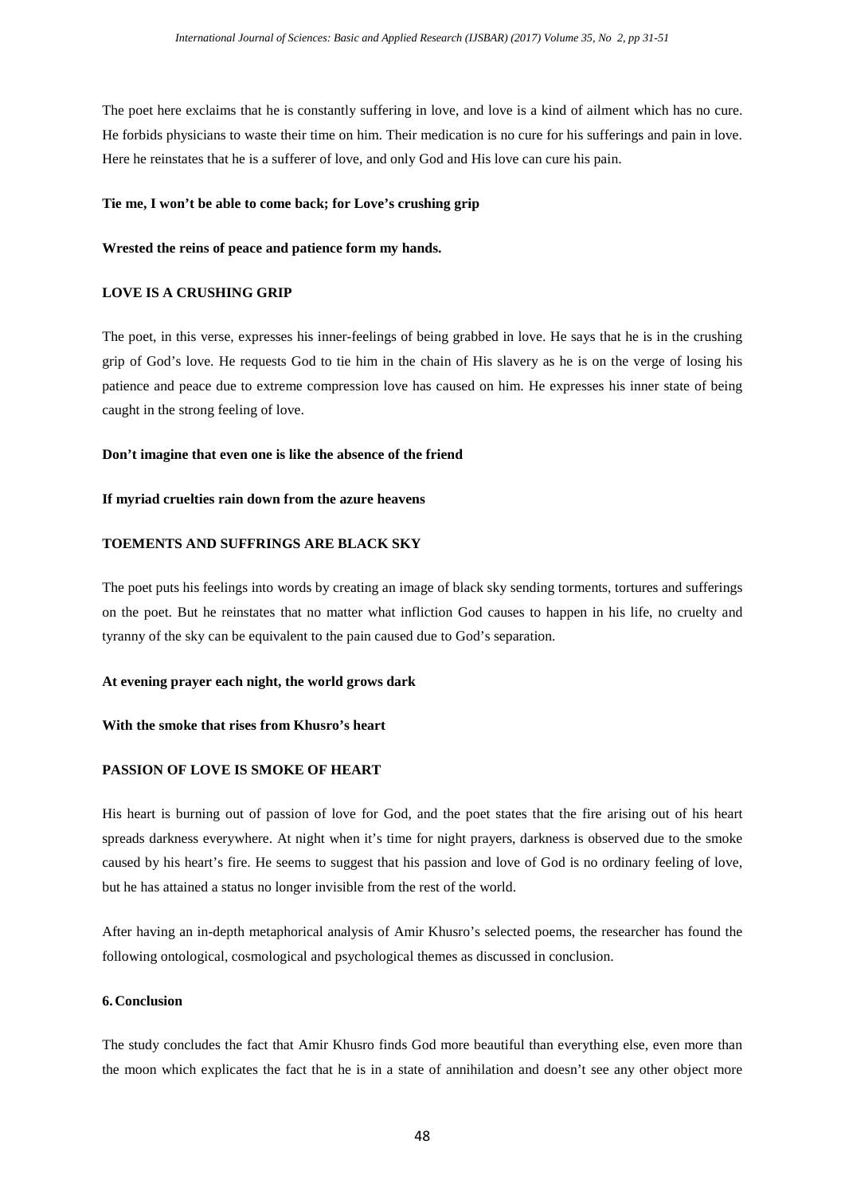The poet here exclaims that he is constantly suffering in love, and love is a kind of ailment which has no cure. He forbids physicians to waste their time on him. Their medication is no cure for his sufferings and pain in love. Here he reinstates that he is a sufferer of love, and only God and His love can cure his pain.

**Tie me, I won't be able to come back; for Love's crushing grip**

**Wrested the reins of peace and patience form my hands.**

**LOVE IS A CRUSHING GRIP**

The poet, in this verse, expresses his inner-feelings of being grabbed in love. He says that he is in the crushing grip of God's love. He requests God to tie him in the chain of His slavery as he is on the verge of losing his patience and peace due to extreme compression love has caused on him. He expresses his inner state of being caught in the strong feeling of love.

**Don't imagine that even one is like the absence of the friend**

**If myriad cruelties rain down from the azure heavens**

**TOEMENTS AND SUFFRINGS ARE BLACK SKY**

The poet puts his feelings into words by creating an image of black sky sending torments, tortures and sufferings on the poet. But he reinstates that no matter what infliction God causes to happen in his life, no cruelty and tyranny of the sky can be equivalent to the pain caused due to God's separation.

**At evening prayer each night, the world grows dark**

**With the smoke that rises from Khusro's heart**

**PASSION OF LOVE IS SMOKE OF HEART**

His heart is burning out of passion of love for God, and the poet states that the fire arising out of his heart spreads darkness everywhere. At night when it's time for night prayers, darkness is observed due to the smoke caused by his heart's fire. He seems to suggest that his passion and love of God is no ordinary feeling of love, but he has attained a status no longer invisible from the rest of the world.

After having an in-depth metaphorical analysis of Amir Khusro's selected poems, the researcher has found the following ontological, cosmological and psychological themes as discussed in conclusion.

## 6. Conclusion

The study concludes the fact that Amir Khusro finds God more beautiful than everything else, even more than the moon which explicates the fact that he is in a state of annihilation and doesn't see any other object more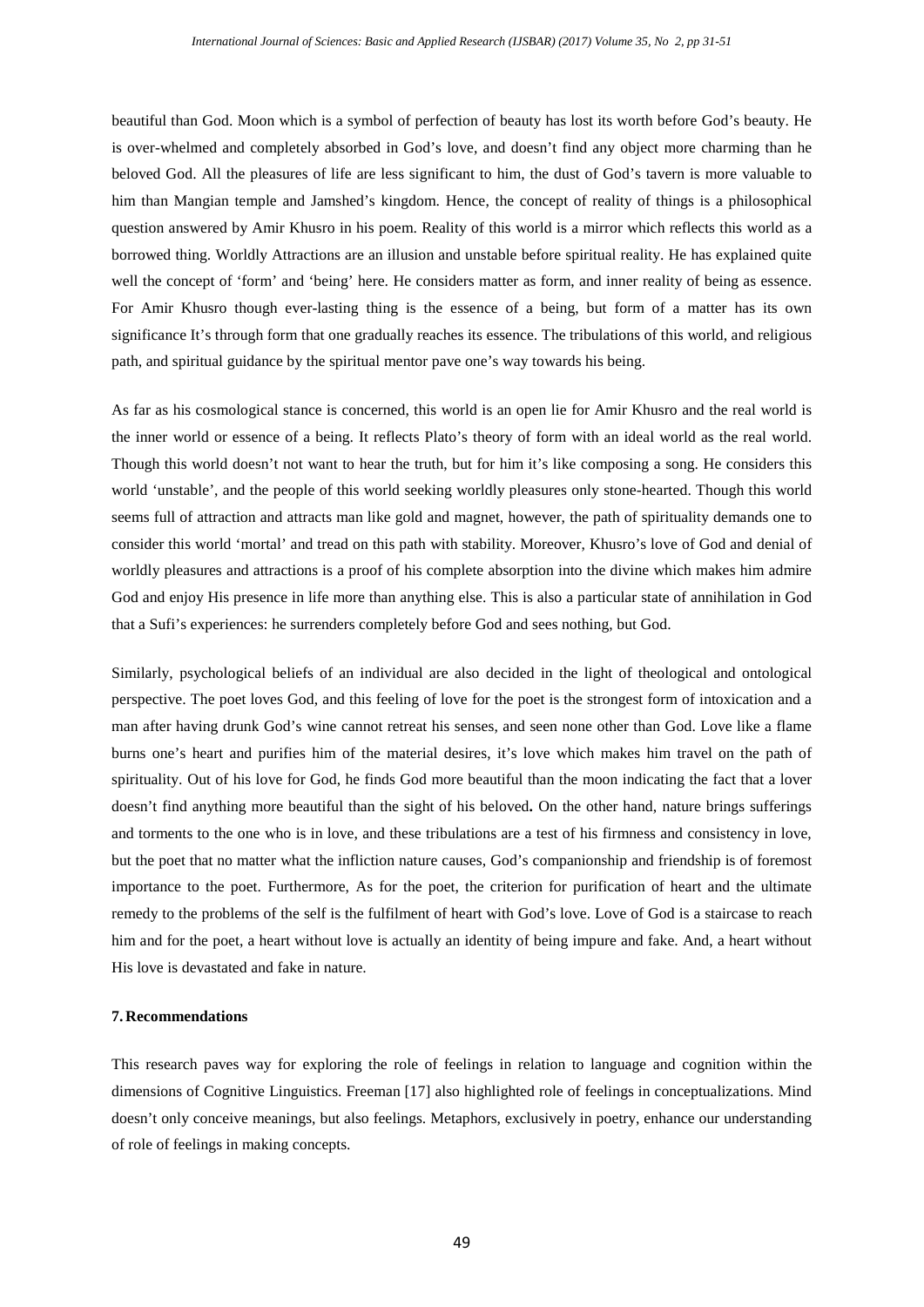beautiful than God. Moon which is a symbol of perfection of beauty has lost its worth before God's beauty. He is over-whelmed and completely absorbed in God's love, and doesn't find any object more charming than he beloved God. All the pleasures of life are less significant to him, the dust of God's tavern is more valuable to him than Mangian temple and Jamshed's kingdom. Hence, the concept of reality of things is a philosophical question answered by Amir Khusro in his poem. Reality of this world is a mirror which reflects this world as a borrowed thing. Worldly Attractions are an illusion and unstable before spiritual reality. He has explained quite well the concept of 'form' and 'being' here. He considers matter as form, and inner reality of being as essence. For Amir Khusro though ever-lasting thing is the essence of a being, but form of a matter has its own significance It's through form that one gradually reaches its essence. The tribulations of this world, and religious path, and spiritual guidance by the spiritual mentor pave one's way towards his being.

As far as his cosmological stance is concerned, this world is an open lie for Amir Khusro and the real world is the inner world or essence of a being. It reflects Plato's theory of form with an ideal world as the real world. Though this world doesn't not want to hear the truth, but for him it's like composing a song. He considers this world 'unstable', and the people of this world seeking worldly pleasures only stone-hearted. Though this world seems full of attraction and attracts man like gold and magnet, however, the path of spirituality demands one to consider this world 'mortal' and tread on this path with stability. Moreover, Khusro's love of God and denial of worldly pleasures and attractions is a proof of his complete absorption into the divine which makes him admire God and enjoy His presence in life more than anything else. This is also a particular state of annihilation in God that a Sufi's experiences: he surrenders completely before God and sees nothing, but God.

Similarly, psychological beliefs of an individual are also decided in the light of theological and ontological perspective. The poet loves God, and this feeling of love for the poet is the strongest form of intoxication and a man after having drunk God's wine cannot retreat his senses, and seen none other than God. Love like a flame burns one's heart and purifies him of the material desires, it's love which makes him travel on the path of spirituality. Out of his love for God, he finds God more beautiful than the moon indicating the fact that a lover doesn't find anything more beautiful than the sight of his beloved**.** On the other hand, nature brings sufferings and torments to the one who is in love, and these tribulations are a test of his firmness and consistency in love, but the poet that no matter what the infliction nature causes, God's companionship and friendship is of foremost importance to the poet. Furthermore, As for the poet, the criterion for purification of heart and the ultimate remedy to the problems of the self is the fulfilment of heart with God's love. Love of God is a staircase to reach him and for the poet, a heart without love is actually an identity of being impure and fake. And, a heart without His love is devastated and fake in nature.

## 7. Recommendations

This research paves way for exploring the role of feelings in relation to language and cognition within the dimensions of Cognitive Linguistics. Freeman [17] also highlighted role of feelings in conceptualizations. Mind doesn't only conceive meanings, but also feelings. Metaphors, exclusively in poetry, enhance our understanding of role of feelings in making concepts.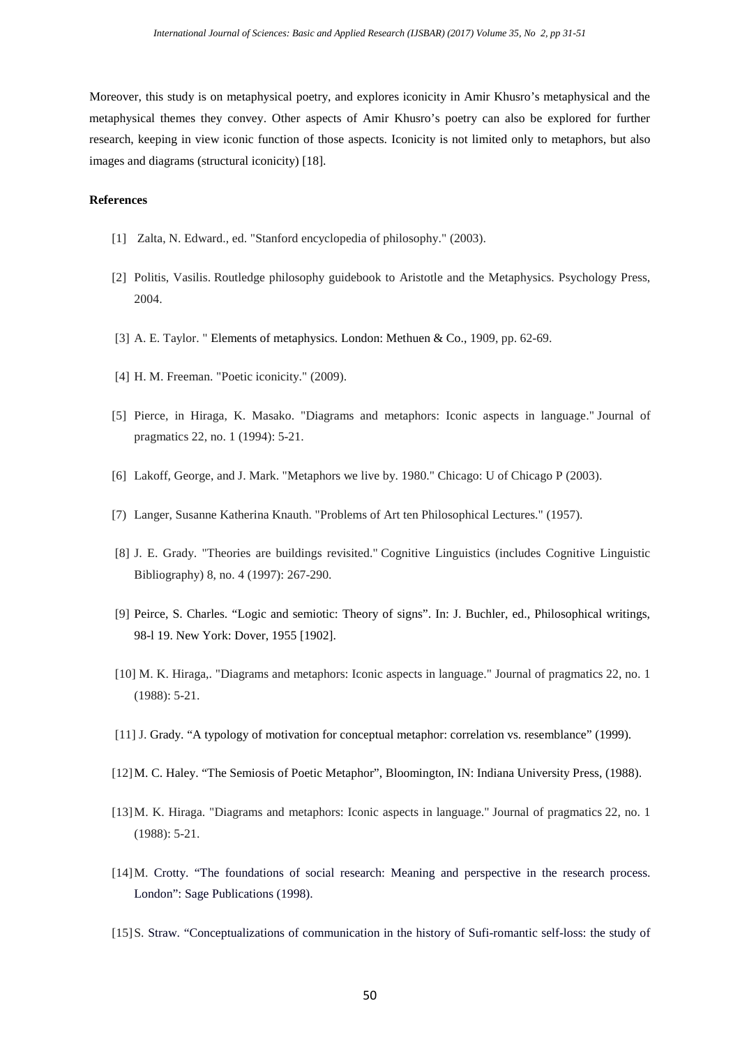Moreover, this study is on metaphysical poetry, and explores iconicity in Amir Khusro's metaphysical and the metaphysical themes they convey. Other aspects of Amir Khusro's poetry can also be explored for further research, keeping in view iconic function of those aspects. Iconicity is not limited only to metaphors, but also images and diagrams (structural iconicity) [18].

**References**

[1] Zalta, N. Edward., ed. "Stanford encyclopedia of philosophy." (2003).

[2] Politis, Vasilis. Routledge philosophy guidebook to Aristotle and the Metaphysics. Psychology Press, 2004.

[3] A. E. Taylor. " Elements of metaphysics. London: Methuen & Co., 1909, pp. 62-69.

[4] H. M. Freeman. "Poetic iconicity." (2009).

[5] Pierce, in Hiraga, K. Masako. "Diagrams and metaphors: Iconic aspects in language." Journal of pragmatics 22, no. 1 (1994): 5-21.

[6] Lakoff, George, and J. Mark. "Metaphors we live by. 1980." Chicago: U of Chicago P (2003).

[7) Langer, Susanne Katherina Knauth. "Problems of Art ten Philosophical Lectures." (1957).

[8] J. E. Grady. "Theories are buildings revisited." Cognitive Linguistics (includes Cognitive Linguistic Bibliography) 8, no. 4 (1997): 267-290.

[9] Peirce, S. Charles. "Logic and semiotic: Theory of signs". In: J. Buchler, ed., Philosophical writings, 98-l 19. New York: Dover, 1955 [1902].

[10] M. K. Hiraga,. "Diagrams and metaphors: Iconic aspects in language." Journal of pragmatics 22, no. 1 (1988): 5-21.

[11] J. Grady. "A typology of motivation for conceptual metaphor: correlation vs. resemblance" (1999).

[12] M. C. Haley. "The Semiosis of Poetic Metaphor", Bloomington, IN: Indiana University Press, (1988).

[13] M. K. Hiraga. "Diagrams and metaphors: Iconic aspects in language." Journal of pragmatics 22, no. 1 (1988): 5-21.

[14] M. Crotty. "The foundations of social research: Meaning and perspective in the research process. London": Sage Publications (1998).

[15] S. Straw. "Conceptualizations of communication in the history of Sufi-romantic self-loss: the study of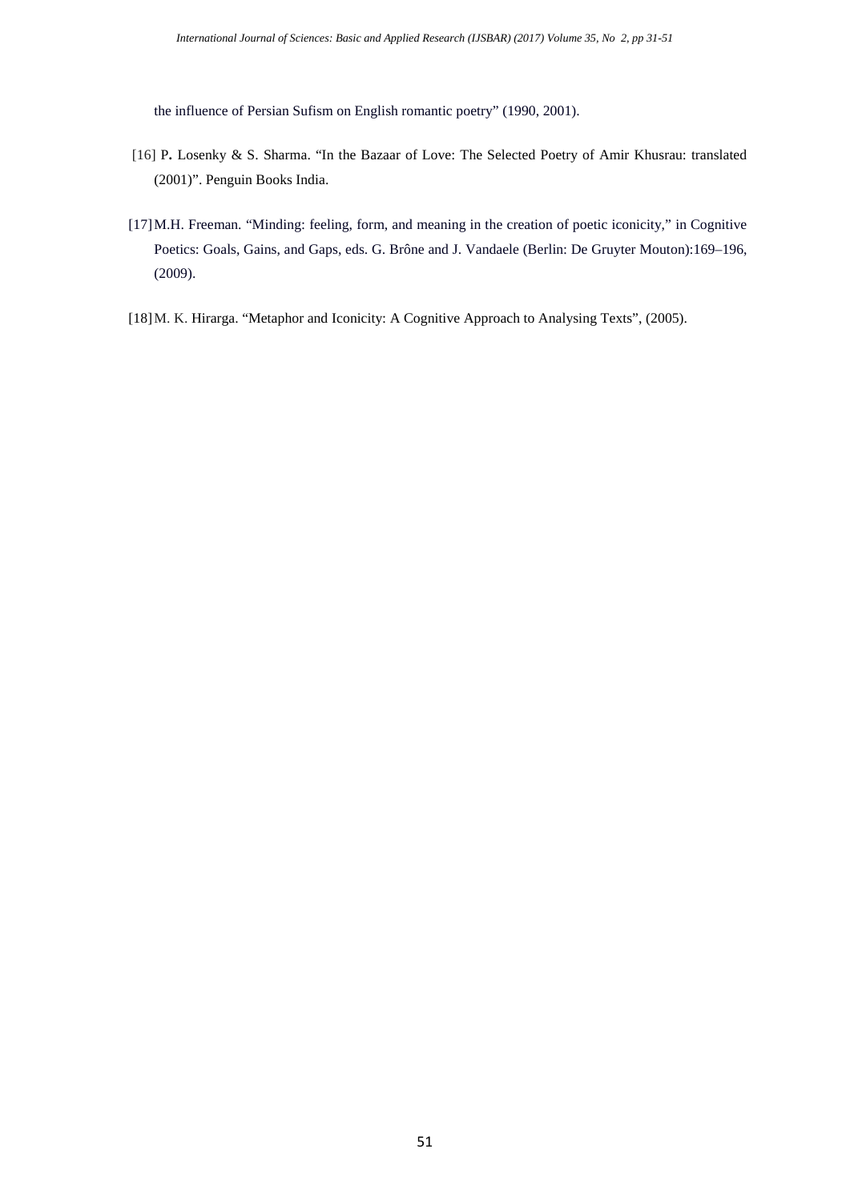the influence of Persian Sufism on English romantic poetry" (1990, 2001).

[16] P**.** Losenky & S. Sharma. "In the Bazaar of Love: The Selected Poetry of Amir Khusrau: translated (2001)". Penguin Books India.

[17] M.H. Freeman. "Minding: feeling, form, and meaning in the creation of poetic iconicity," in Cognitive Poetics: Goals, Gains, and Gaps, eds. G. Brône and J. Vandaele (Berlin: De Gruyter Mouton):169–196, (2009).

[18] M. K. Hirarga. "Metaphor and Iconicity: A Cognitive Approach to Analysing Texts", (2005).